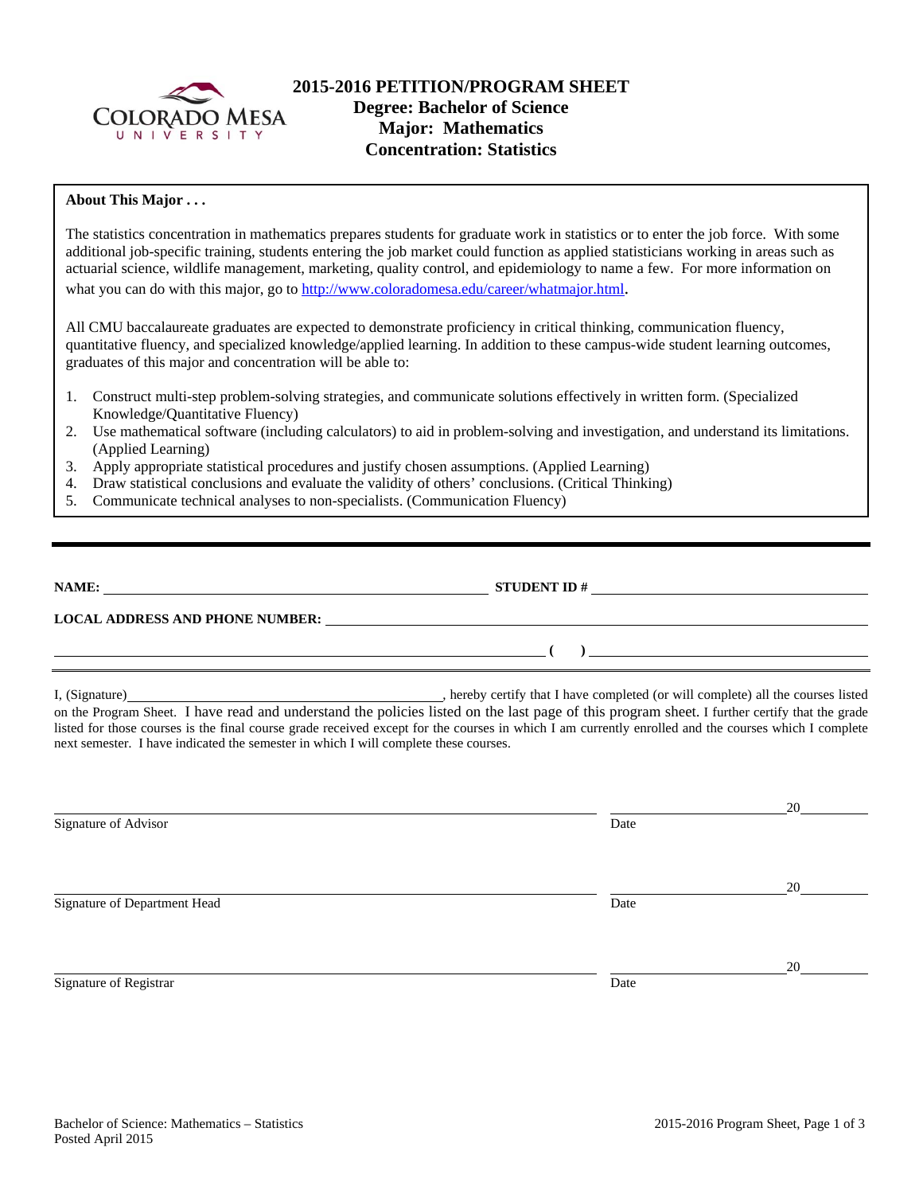# 2015-2016 PETITION/PROGRAM SHEET

## Degree: Bachelor of Science
## Major: Mathematics
## Concentration: Statistics

**About This Major . . .**

The statistics concentration in mathematics prepares students for graduate work in statistics or to enter the job force. With some additional job-specific training, students entering the job market could function as applied statisticians working in areas such as actuarial science, wildlife management, marketing, quality control, and epidemiology to name a few. For more information on what you can do with this major, go to http://www.coloradomesa.edu/career/whatmajor.html.

All CMU baccalaureate graduates are expected to demonstrate proficiency in critical thinking, communication fluency, quantitative fluency, and specialized knowledge/applied learning. In addition to these campus-wide student learning outcomes, graduates of this major and concentration will be able to:

1. Construct multi-step problem-solving strategies, and communicate solutions effectively in written form. (Specialized Knowledge/Quantitative Fluency)
2. Use mathematical software (including calculators) to aid in problem-solving and investigation, and understand its limitations. (Applied Learning)
3. Apply appropriate statistical procedures and justify chosen assumptions. (Applied Learning)
4. Draw statistical conclusions and evaluate the validity of others' conclusions. (Critical Thinking)
5. Communicate technical analyses to non-specialists. (Communication Fluency)

---

**NAME:** ______________________________ **STUDENT ID #** ______________________________

**LOCAL ADDRESS AND PHONE NUMBER:** ______________________________

______________________________ **( )** ______________________________

I, (Signature)______________________________, hereby certify that I have completed (or will complete) all the courses listed on the Program Sheet. I have read and understand the policies listed on the last page of this program sheet. I further certify that the grade listed for those courses is the final course grade received except for the courses in which I am currently enrolled and the courses which I complete next semester. I have indicated the semester in which I will complete these courses.

______________________________ ______________________20______
Signature of Advisor Date

______________________________ ______________________20______
Signature of Department Head Date

______________________________ ______________________20______
Signature of Registrar Date

Bachelor of Science: Mathematics – Statistics
Posted April 2015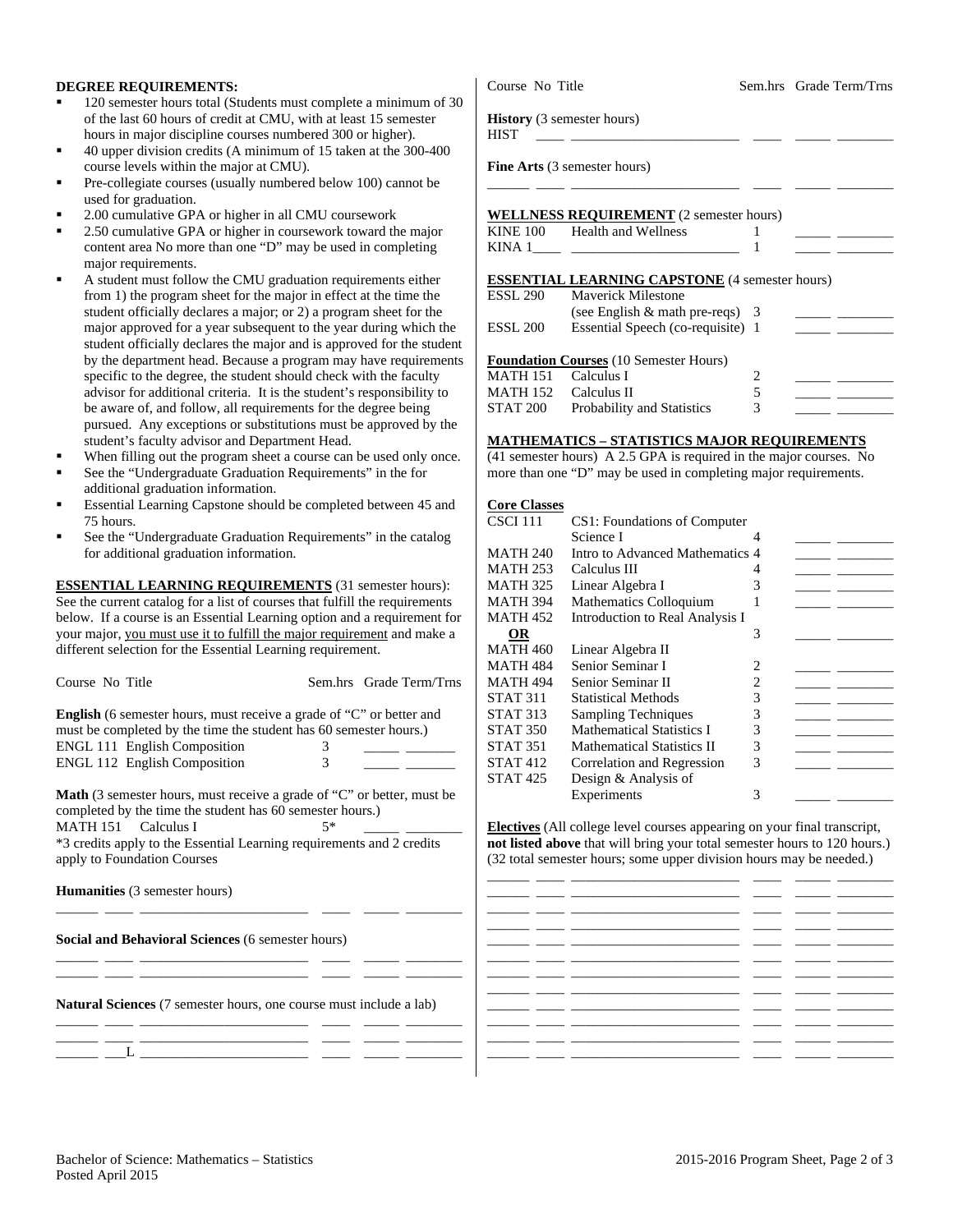**DEGREE REQUIREMENTS:**

- 120 semester hours total (Students must complete a minimum of 30 of the last 60 hours of credit at CMU, with at least 15 semester hours in major discipline courses numbered 300 or higher).
- 40 upper division credits (A minimum of 15 taken at the 300-400 course levels within the major at CMU).
- Pre-collegiate courses (usually numbered below 100) cannot be used for graduation.
- 2.00 cumulative GPA or higher in all CMU coursework
- 2.50 cumulative GPA or higher in coursework toward the major content area No more than one "D" may be used in completing major requirements.
- A student must follow the CMU graduation requirements either from 1) the program sheet for the major in effect at the time the student officially declares a major; or 2) a program sheet for the major approved for a year subsequent to the year during which the student officially declares the major and is approved for the student by the department head. Because a program may have requirements specific to the degree, the student should check with the faculty advisor for additional criteria. It is the student's responsibility to be aware of, and follow, all requirements for the degree being pursued. Any exceptions or substitutions must be approved by the student's faculty advisor and Department Head.
- When filling out the program sheet a course can be used only once.
- See the "Undergraduate Graduation Requirements" in the for additional graduation information.
- Essential Learning Capstone should be completed between 45 and 75 hours.
- See the "Undergraduate Graduation Requirements" in the catalog for additional graduation information.

**ESSENTIAL LEARNING REQUIREMENTS** (31 semester hours): See the current catalog for a list of courses that fulfill the requirements below. If a course is an Essential Learning option and a requirement for your major, you must use it to fulfill the major requirement and make a different selection for the Essential Learning requirement.

| Course No | Title | Sem.hrs | Grade | Term/Trns |
|---|---|---|---|---|
| **English** (6 semester hours, must receive a grade of "C" or better and must be completed by the time the student has 60 semester hours.) | | | | |
| ENGL 111 | English Composition | 3 | | |
| ENGL 112 | English Composition | 3 | | |
| **Math** (3 semester hours, must receive a grade of "C" or better, must be completed by the time the student has 60 semester hours.) | | | | |
| MATH 151 | Calculus I | 5* | | |

*3 credits apply to the Essential Learning requirements and 2 credits apply to Foundation Courses

| Course No | Title | Sem.hrs | Grade | Term/Trns |
|---|---|---|---|---|
| **Humanities** (3 semester hours) | | | | |
| ______ ____ | | | | |
| **Social and Behavioral Sciences** (6 semester hours) | | | | |
| ______ ____ | | | | |
| ______ ____ | | | | |
| **Natural Sciences** (7 semester hours, one course must include a lab) | | | | |
| ______ ____ | | | | |
| ______ ____ | | | | |
| ______ ___L | | | | |
| **History** (3 semester hours) | | | | |
| HIST ____ | | | | |
| **Fine Arts** (3 semester hours) | | | | |
| ______ ____ | | | | |

**WELLNESS REQUIREMENT** (2 semester hours)

| Course No | Title | Sem.hrs | Grade | Term/Trns |
|---|---|---|---|---|
| KINE 100 | Health and Wellness | 1 | | |
| KINA 1____ | | 1 | | |

**ESSENTIAL LEARNING CAPSTONE** (4 semester hours)

| Course No | Title | Sem.hrs | Grade | Term/Trns |
|---|---|---|---|---|
| ESSL 290 | Maverick Milestone (see English & math pre-reqs) | 3 | | |
| ESSL 200 | Essential Speech (co-requisite) | 1 | | |

**Foundation Courses** (10 Semester Hours)

| Course No | Title | Sem.hrs | Grade | Term/Trns |
|---|---|---|---|---|
| MATH 151 | Calculus I | 2 | | |
| MATH 152 | Calculus II | 5 | | |
| STAT 200 | Probability and Statistics | 3 | | |

**MATHEMATICS – STATISTICS MAJOR REQUIREMENTS**

(41 semester hours) A 2.5 GPA is required in the major courses. No more than one "D" may be used in completing major requirements.

**Core Classes**

| Course No | Title | Sem.hrs | Grade | Term/Trns |
|---|---|---|---|---|
| CSCI 111 | CS1: Foundations of Computer Science I | 4 | | |
| MATH 240 | Intro to Advanced Mathematics | 4 | | |
| MATH 253 | Calculus III | 4 | | |
| MATH 325 | Linear Algebra I | 3 | | |
| MATH 394 | Mathematics Colloquium | 1 | | |
| MATH 452 | Introduction to Real Analysis I | | | |
| **OR** | | 3 | | |
| MATH 460 | Linear Algebra II | | | |
| MATH 484 | Senior Seminar I | 2 | | |
| MATH 494 | Senior Seminar II | 2 | | |
| STAT 311 | Statistical Methods | 3 | | |
| STAT 313 | Sampling Techniques | 3 | | |
| STAT 350 | Mathematical Statistics I | 3 | | |
| STAT 351 | Mathematical Statistics II | 3 | | |
| STAT 412 | Correlation and Regression | 3 | | |
| STAT 425 | Design & Analysis of Experiments | 3 | | |

**Electives** (All college level courses appearing on your final transcript, **not listed above** that will bring your total semester hours to 120 hours.) (32 total semester hours; some upper division hours may be needed.)

| Course No | Title | Sem.hrs | Grade | Term/Trns |
|---|---|---|---|---|
| | | | | |
| | | | | |
| | | | | |
| | | | | |
| | | | | |
| | | | | |
| | | | | |
| | | | | |
| | | | | |
| | | | | |
| | | | | |
| | | | | |

Bachelor of Science: Mathematics – Statistics
Posted April 2015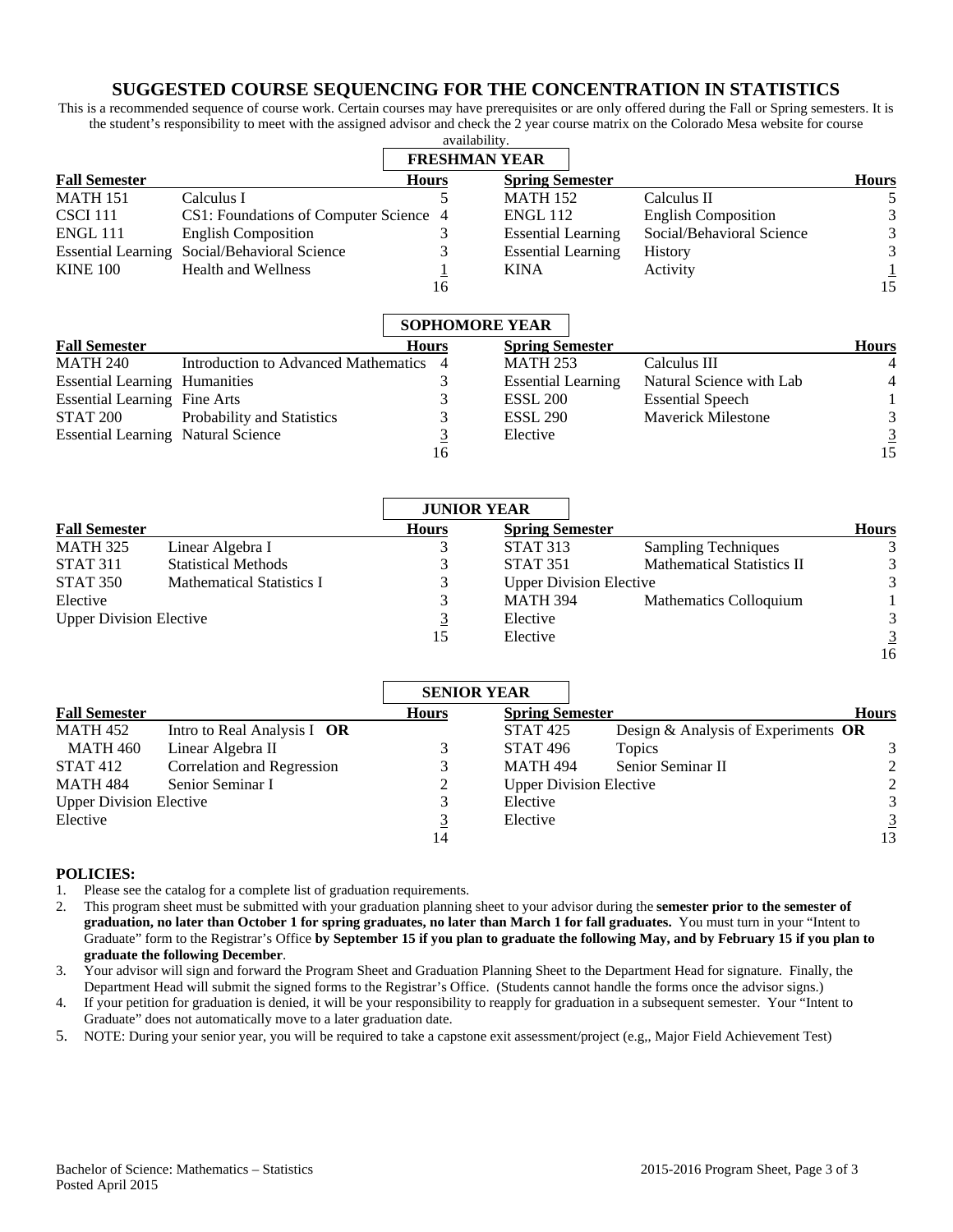# SUGGESTED COURSE SEQUENCING FOR THE CONCENTRATION IN STATISTICS

This is a recommended sequence of course work. Certain courses may have prerequisites or are only offered during the Fall or Spring semesters. It is the student's responsibility to meet with the assigned advisor and check the 2 year course matrix on the Colorado Mesa website for course availability.

## FRESHMAN YEAR

| Fall Semester | | Hours | Spring Semester | | Hours |
|---|---|---|---|---|---|
| MATH 151 | Calculus I | 5 | MATH 152 | Calculus II | 5 |
| CSCI 111 | CS1: Foundations of Computer Science | 4 | ENGL 112 | English Composition | 3 |
| ENGL 111 | English Composition | 3 | Essential Learning | Social/Behavioral Science | 3 |
| Essential Learning | Social/Behavioral Science | 3 | Essential Learning | History | 3 |
| KINE 100 | Health and Wellness | 1 | KINA | Activity | 1 |
| | | 16 | | | 15 |

## SOPHOMORE YEAR

| Fall Semester | | Hours | Spring Semester | | Hours |
|---|---|---|---|---|---|
| MATH 240 | Introduction to Advanced Mathematics | 4 | MATH 253 | Calculus III | 4 |
| Essential Learning | Humanities | 3 | Essential Learning | Natural Science with Lab | 4 |
| Essential Learning | Fine Arts | 3 | ESSL 200 | Essential Speech | 1 |
| STAT 200 | Probability and Statistics | 3 | ESSL 290 | Maverick Milestone | 3 |
| Essential Learning | Natural Science | 3 | Elective | | 3 |
| | | 16 | | | 15 |

## JUNIOR YEAR

| Fall Semester | | Hours | Spring Semester | | Hours |
|---|---|---|---|---|---|
| MATH 325 | Linear Algebra I | 3 | STAT 313 | Sampling Techniques | 3 |
| STAT 311 | Statistical Methods | 3 | STAT 351 | Mathematical Statistics II | 3 |
| STAT 350 | Mathematical Statistics I | 3 | Upper Division Elective | | 3 |
| Elective | | 3 | MATH 394 | Mathematics Colloquium | 1 |
| Upper Division Elective | | 3 | Elective | | 3 |
| | | 15 | Elective | | 3 |
| | | | | | 16 |

## SENIOR YEAR

| Fall Semester | | Hours | Spring Semester | | Hours |
|---|---|---|---|---|---|
| MATH 452 | Intro to Real Analysis I **OR** | | STAT 425 | Design & Analysis of Experiments **OR** | |
| MATH 460 | Linear Algebra II | 3 | STAT 496 | Topics | 3 |
| STAT 412 | Correlation and Regression | 3 | MATH 494 | Senior Seminar II | 2 |
| MATH 484 | Senior Seminar I | 2 | Upper Division Elective | | 2 |
| Upper Division Elective | | 3 | Elective | | 3 |
| Elective | | 3 | Elective | | 3 |
| | | 14 | | | 13 |

**POLICIES:**

1. Please see the catalog for a complete list of graduation requirements.
2. This program sheet must be submitted with your graduation planning sheet to your advisor during the **semester prior to the semester of graduation, no later than October 1 for spring graduates, no later than March 1 for fall graduates.** You must turn in your "Intent to Graduate" form to the Registrar's Office **by September 15 if you plan to graduate the following May, and by February 15 if you plan to graduate the following December**.
3. Your advisor will sign and forward the Program Sheet and Graduation Planning Sheet to the Department Head for signature. Finally, the Department Head will submit the signed forms to the Registrar's Office. (Students cannot handle the forms once the advisor signs.)
4. If your petition for graduation is denied, it will be your responsibility to reapply for graduation in a subsequent semester. Your "Intent to Graduate" does not automatically move to a later graduation date.
5. NOTE: During your senior year, you will be required to take a capstone exit assessment/project (e.g,, Major Field Achievement Test)

Bachelor of Science: Mathematics – Statistics
Posted April 2015